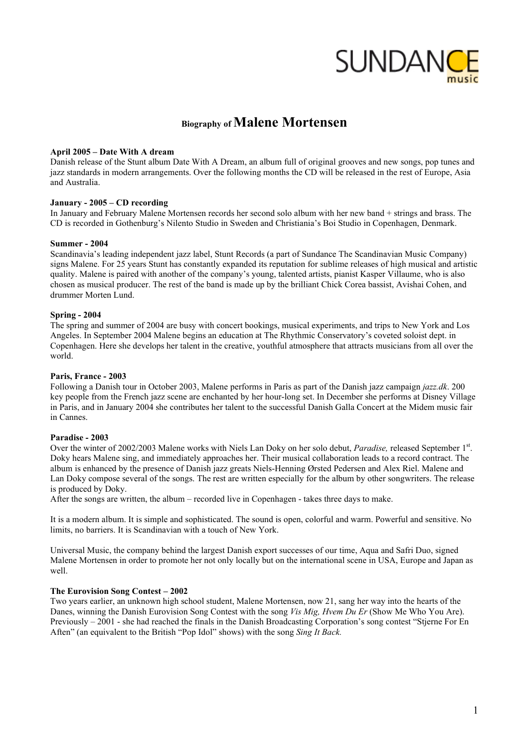# Biography of Malene Mortensen

**April 2005 – Date With A dream**
Danish release of the Stunt album Date With A Dream, an album full of original grooves and new songs, pop tunes and jazz standards in modern arrangements. Over the following months the CD will be released in the rest of Europe, Asia and Australia.

**January - 2005 – CD recording**
In January and February Malene Mortensen records her second solo album with her new band + strings and brass. The CD is recorded in Gothenburg's Nilento Studio in Sweden and Christiania's Boi Studio in Copenhagen, Denmark.

**Summer - 2004**
Scandinavia's leading independent jazz label, Stunt Records (a part of Sundance The Scandinavian Music Company) signs Malene. For 25 years Stunt has constantly expanded its reputation for sublime releases of high musical and artistic quality. Malene is paired with another of the company's young, talented artists, pianist Kasper Villaume, who is also chosen as musical producer. The rest of the band is made up by the brilliant Chick Corea bassist, Avishai Cohen, and drummer Morten Lund.

**Spring - 2004**
The spring and summer of 2004 are busy with concert bookings, musical experiments, and trips to New York and Los Angeles. In September 2004 Malene begins an education at The Rhythmic Conservatory's coveted soloist dept. in Copenhagen. Here she develops her talent in the creative, youthful atmosphere that attracts musicians from all over the world.

**Paris, France - 2003**
Following a Danish tour in October 2003, Malene performs in Paris as part of the Danish jazz campaign *jazz.dk*. 200 key people from the French jazz scene are enchanted by her hour-long set. In December she performs at Disney Village in Paris, and in January 2004 she contributes her talent to the successful Danish Galla Concert at the Midem music fair in Cannes.

**Paradise - 2003**
Over the winter of 2002/2003 Malene works with Niels Lan Doky on her solo debut, *Paradise,* released September 1st. Doky hears Malene sing, and immediately approaches her. Their musical collaboration leads to a record contract. The album is enhanced by the presence of Danish jazz greats Niels-Henning Ørsted Pedersen and Alex Riel. Malene and Lan Doky compose several of the songs. The rest are written especially for the album by other songwriters. The release is produced by Doky.
After the songs are written, the album – recorded live in Copenhagen - takes three days to make.

It is a modern album. It is simple and sophisticated. The sound is open, colorful and warm. Powerful and sensitive. No limits, no barriers. It is Scandinavian with a touch of New York.

Universal Music, the company behind the largest Danish export successes of our time, Aqua and Safri Duo, signed Malene Mortensen in order to promote her not only locally but on the international scene in USA, Europe and Japan as well.

**The Eurovision Song Contest – 2002**
Two years earlier, an unknown high school student, Malene Mortensen, now 21, sang her way into the hearts of the Danes, winning the Danish Eurovision Song Contest with the song *Vis Mig, Hvem Du Er* (Show Me Who You Are). Previously – 2001 - she had reached the finals in the Danish Broadcasting Corporation's song contest "Stjerne For En Aften" (an equivalent to the British "Pop Idol" shows) with the song *Sing It Back.*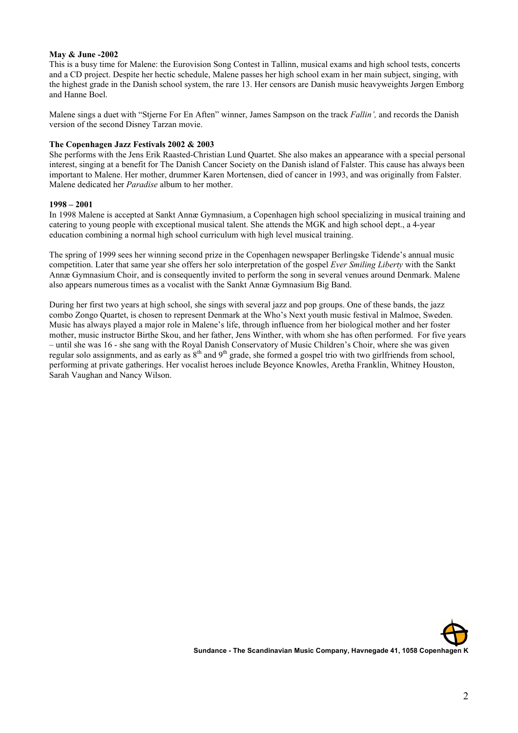**May & June -2002**

This is a busy time for Malene: the Eurovision Song Contest in Tallinn, musical exams and high school tests, concerts and a CD project. Despite her hectic schedule, Malene passes her high school exam in her main subject, singing, with the highest grade in the Danish school system, the rare 13. Her censors are Danish music heavyweights Jørgen Emborg and Hanne Boel.

Malene sings a duet with "Stjerne For En Aften" winner, James Sampson on the track *Fallin',* and records the Danish version of the second Disney Tarzan movie.

**The Copenhagen Jazz Festivals 2002 & 2003**

She performs with the Jens Erik Raasted-Christian Lund Quartet. She also makes an appearance with a special personal interest, singing at a benefit for The Danish Cancer Society on the Danish island of Falster. This cause has always been important to Malene. Her mother, drummer Karen Mortensen, died of cancer in 1993, and was originally from Falster. Malene dedicated her *Paradise* album to her mother.

**1998 – 2001**

In 1998 Malene is accepted at Sankt Annæ Gymnasium, a Copenhagen high school specializing in musical training and catering to young people with exceptional musical talent. She attends the MGK and high school dept., a 4-year education combining a normal high school curriculum with high level musical training.

The spring of 1999 sees her winning second prize in the Copenhagen newspaper Berlingske Tidende's annual music competition. Later that same year she offers her solo interpretation of the gospel *Ever Smiling Liberty* with the Sankt Annæ Gymnasium Choir, and is consequently invited to perform the song in several venues around Denmark. Malene also appears numerous times as a vocalist with the Sankt Annæ Gymnasium Big Band.

During her first two years at high school, she sings with several jazz and pop groups. One of these bands, the jazz combo Zongo Quartet, is chosen to represent Denmark at the Who's Next youth music festival in Malmoe, Sweden. Music has always played a major role in Malene's life, through influence from her biological mother and her foster mother, music instructor Birthe Skou, and her father, Jens Winther, with whom she has often performed. For five years – until she was 16 - she sang with the Royal Danish Conservatory of Music Children's Choir, where she was given regular solo assignments, and as early as 8th and 9th grade, she formed a gospel trio with two girlfriends from school, performing at private gatherings. Her vocalist heroes include Beyonce Knowles, Aretha Franklin, Whitney Houston, Sarah Vaughan and Nancy Wilson.

**Sundance - The Scandinavian Music Company, Havnegade 41, 1058 Copenhagen K**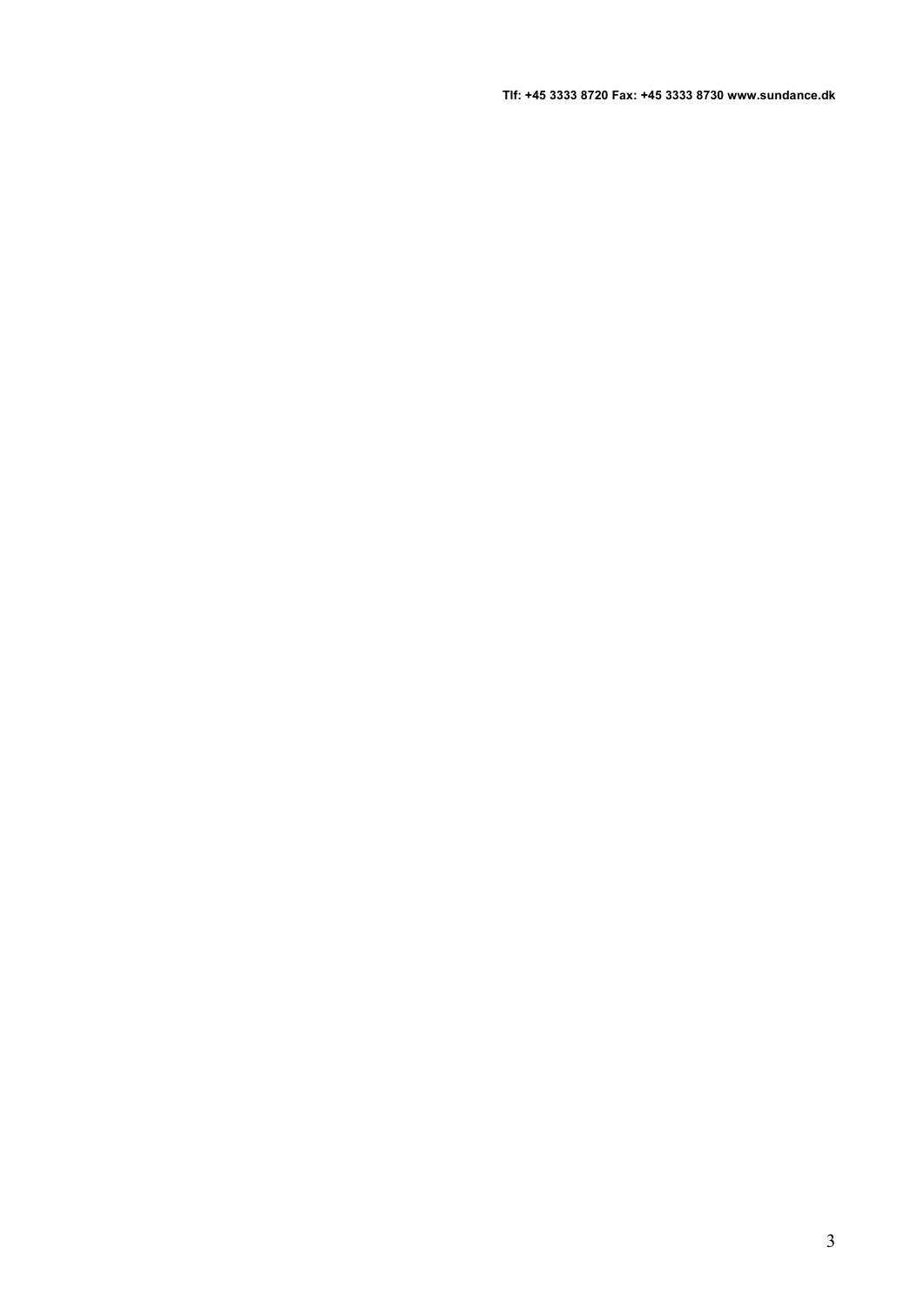**Tlf: +45 3333 8720 Fax: +45 3333 8730 www.sundance.dk**